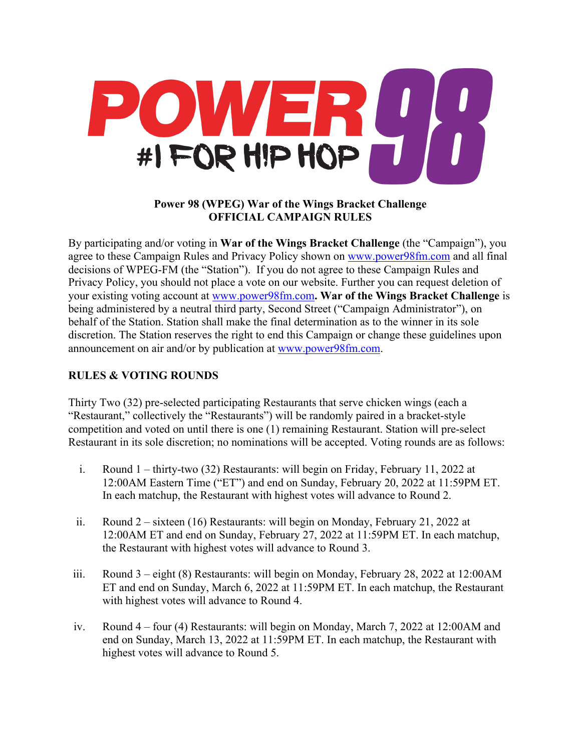POWER 98

#1 FOR HIP HOP

**Power 98 (WPEG) War of the Wings Bracket Challenge**
**OFFICIAL CAMPAIGN RULES**

By participating and/or voting in **War of the Wings Bracket Challenge** (the "Campaign"), you agree to these Campaign Rules and Privacy Policy shown on www.power98fm.com and all final decisions of WPEG-FM (the "Station"). If you do not agree to these Campaign Rules and Privacy Policy, you should not place a vote on our website. Further you can request deletion of your existing voting account at www.power98fm.com**. War of the Wings Bracket Challenge** is being administered by a neutral third party, Second Street ("Campaign Administrator"), on behalf of the Station. Station shall make the final determination as to the winner in its sole discretion. The Station reserves the right to end this Campaign or change these guidelines upon announcement on air and/or by publication at www.power98fm.com.

## RULES & VOTING ROUNDS

Thirty Two (32) pre-selected participating Restaurants that serve chicken wings (each a "Restaurant," collectively the "Restaurants") will be randomly paired in a bracket-style competition and voted on until there is one (1) remaining Restaurant. Station will pre-select Restaurant in its sole discretion; no nominations will be accepted. Voting rounds are as follows:

i. Round 1 – thirty-two (32) Restaurants: will begin on Friday, February 11, 2022 at 12:00AM Eastern Time ("ET") and end on Sunday, February 20, 2022 at 11:59PM ET. In each matchup, the Restaurant with highest votes will advance to Round 2.

ii. Round 2 – sixteen (16) Restaurants: will begin on Monday, February 21, 2022 at 12:00AM ET and end on Sunday, February 27, 2022 at 11:59PM ET. In each matchup, the Restaurant with highest votes will advance to Round 3.

iii. Round 3 – eight (8) Restaurants: will begin on Monday, February 28, 2022 at 12:00AM ET and end on Sunday, March 6, 2022 at 11:59PM ET. In each matchup, the Restaurant with highest votes will advance to Round 4.

iv. Round 4 – four (4) Restaurants: will begin on Monday, March 7, 2022 at 12:00AM and end on Sunday, March 13, 2022 at 11:59PM ET. In each matchup, the Restaurant with highest votes will advance to Round 5.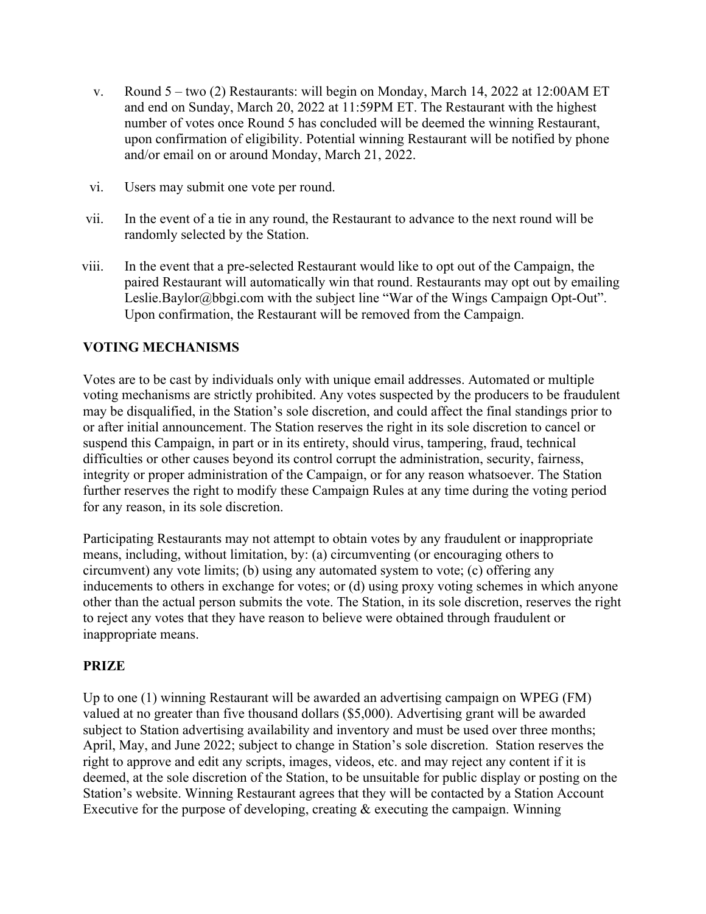v. Round 5 – two (2) Restaurants: will begin on Monday, March 14, 2022 at 12:00AM ET and end on Sunday, March 20, 2022 at 11:59PM ET. The Restaurant with the highest number of votes once Round 5 has concluded will be deemed the winning Restaurant, upon confirmation of eligibility. Potential winning Restaurant will be notified by phone and/or email on or around Monday, March 21, 2022.

vi. Users may submit one vote per round.

vii. In the event of a tie in any round, the Restaurant to advance to the next round will be randomly selected by the Station.

viii. In the event that a pre-selected Restaurant would like to opt out of the Campaign, the paired Restaurant will automatically win that round. Restaurants may opt out by emailing Leslie.Baylor@bbgi.com with the subject line "War of the Wings Campaign Opt-Out". Upon confirmation, the Restaurant will be removed from the Campaign.

## VOTING MECHANISMS

Votes are to be cast by individuals only with unique email addresses. Automated or multiple voting mechanisms are strictly prohibited. Any votes suspected by the producers to be fraudulent may be disqualified, in the Station's sole discretion, and could affect the final standings prior to or after initial announcement. The Station reserves the right in its sole discretion to cancel or suspend this Campaign, in part or in its entirety, should virus, tampering, fraud, technical difficulties or other causes beyond its control corrupt the administration, security, fairness, integrity or proper administration of the Campaign, or for any reason whatsoever. The Station further reserves the right to modify these Campaign Rules at any time during the voting period for any reason, in its sole discretion.

Participating Restaurants may not attempt to obtain votes by any fraudulent or inappropriate means, including, without limitation, by: (a) circumventing (or encouraging others to circumvent) any vote limits; (b) using any automated system to vote; (c) offering any inducements to others in exchange for votes; or (d) using proxy voting schemes in which anyone other than the actual person submits the vote. The Station, in its sole discretion, reserves the right to reject any votes that they have reason to believe were obtained through fraudulent or inappropriate means.

## PRIZE

Up to one (1) winning Restaurant will be awarded an advertising campaign on WPEG (FM) valued at no greater than five thousand dollars ($5,000). Advertising grant will be awarded subject to Station advertising availability and inventory and must be used over three months; April, May, and June 2022; subject to change in Station's sole discretion. Station reserves the right to approve and edit any scripts, images, videos, etc. and may reject any content if it is deemed, at the sole discretion of the Station, to be unsuitable for public display or posting on the Station's website. Winning Restaurant agrees that they will be contacted by a Station Account Executive for the purpose of developing, creating & executing the campaign. Winning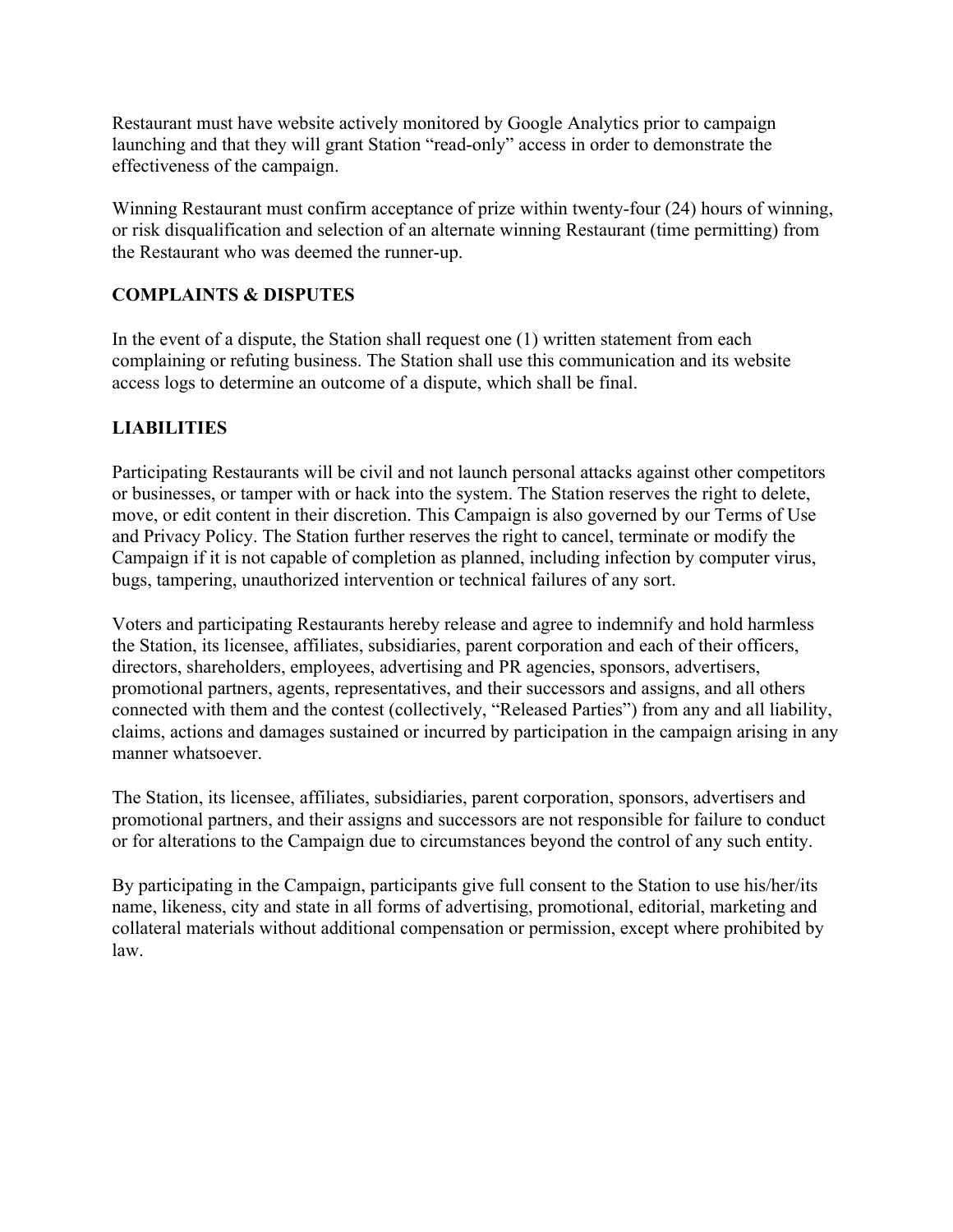Restaurant must have website actively monitored by Google Analytics prior to campaign launching and that they will grant Station "read-only" access in order to demonstrate the effectiveness of the campaign.

Winning Restaurant must confirm acceptance of prize within twenty-four (24) hours of winning, or risk disqualification and selection of an alternate winning Restaurant (time permitting) from the Restaurant who was deemed the runner-up.

**COMPLAINTS & DISPUTES**

In the event of a dispute, the Station shall request one (1) written statement from each complaining or refuting business. The Station shall use this communication and its website access logs to determine an outcome of a dispute, which shall be final.

**LIABILITIES**

Participating Restaurants will be civil and not launch personal attacks against other competitors or businesses, or tamper with or hack into the system. The Station reserves the right to delete, move, or edit content in their discretion. This Campaign is also governed by our Terms of Use and Privacy Policy. The Station further reserves the right to cancel, terminate or modify the Campaign if it is not capable of completion as planned, including infection by computer virus, bugs, tampering, unauthorized intervention or technical failures of any sort.

Voters and participating Restaurants hereby release and agree to indemnify and hold harmless the Station, its licensee, affiliates, subsidiaries, parent corporation and each of their officers, directors, shareholders, employees, advertising and PR agencies, sponsors, advertisers, promotional partners, agents, representatives, and their successors and assigns, and all others connected with them and the contest (collectively, "Released Parties") from any and all liability, claims, actions and damages sustained or incurred by participation in the campaign arising in any manner whatsoever.

The Station, its licensee, affiliates, subsidiaries, parent corporation, sponsors, advertisers and promotional partners, and their assigns and successors are not responsible for failure to conduct or for alterations to the Campaign due to circumstances beyond the control of any such entity.

By participating in the Campaign, participants give full consent to the Station to use his/her/its name, likeness, city and state in all forms of advertising, promotional, editorial, marketing and collateral materials without additional compensation or permission, except where prohibited by law.